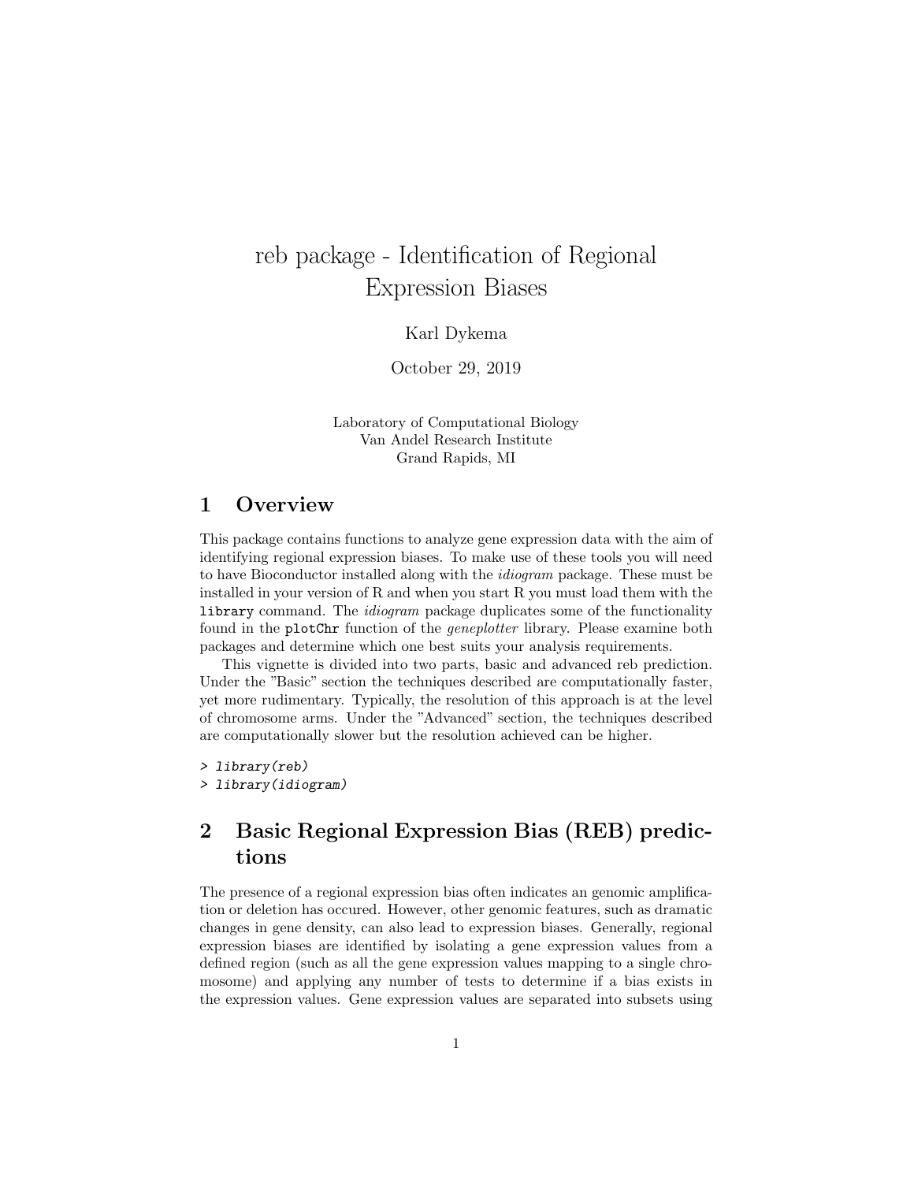# reb package - Identification of Regional Expression Biases

Karl Dykema

October 29, 2019

Laboratory of Computational Biology
Van Andel Research Institute
Grand Rapids, MI

## 1 Overview

This package contains functions to analyze gene expression data with the aim of identifying regional expression biases. To make use of these tools you will need to have Bioconductor installed along with the *idiogram* package. These must be installed in your version of R and when you start R you must load them with the `library` command. The *idiogram* package duplicates some of the functionality found in the `plotChr` function of the *geneplotter* library. Please examine both packages and determine which one best suits your analysis requirements.

This vignette is divided into two parts, basic and advanced reb prediction. Under the "Basic" section the techniques described are computationally faster, yet more rudimentary. Typically, the resolution of this approach is at the level of chromosome arms. Under the "Advanced" section, the techniques described are computationally slower but the resolution achieved can be higher.

```
> library(reb)
> library(idiogram)
```

## 2 Basic Regional Expression Bias (REB) predictions

The presence of a regional expression bias often indicates an genomic amplification or deletion has occured. However, other genomic features, such as dramatic changes in gene density, can also lead to expression biases. Generally, regional expression biases are identified by isolating a gene expression values from a defined region (such as all the gene expression values mapping to a single chromosome) and applying any number of tests to determine if a bias exists in the expression values. Gene expression values are separated into subsets using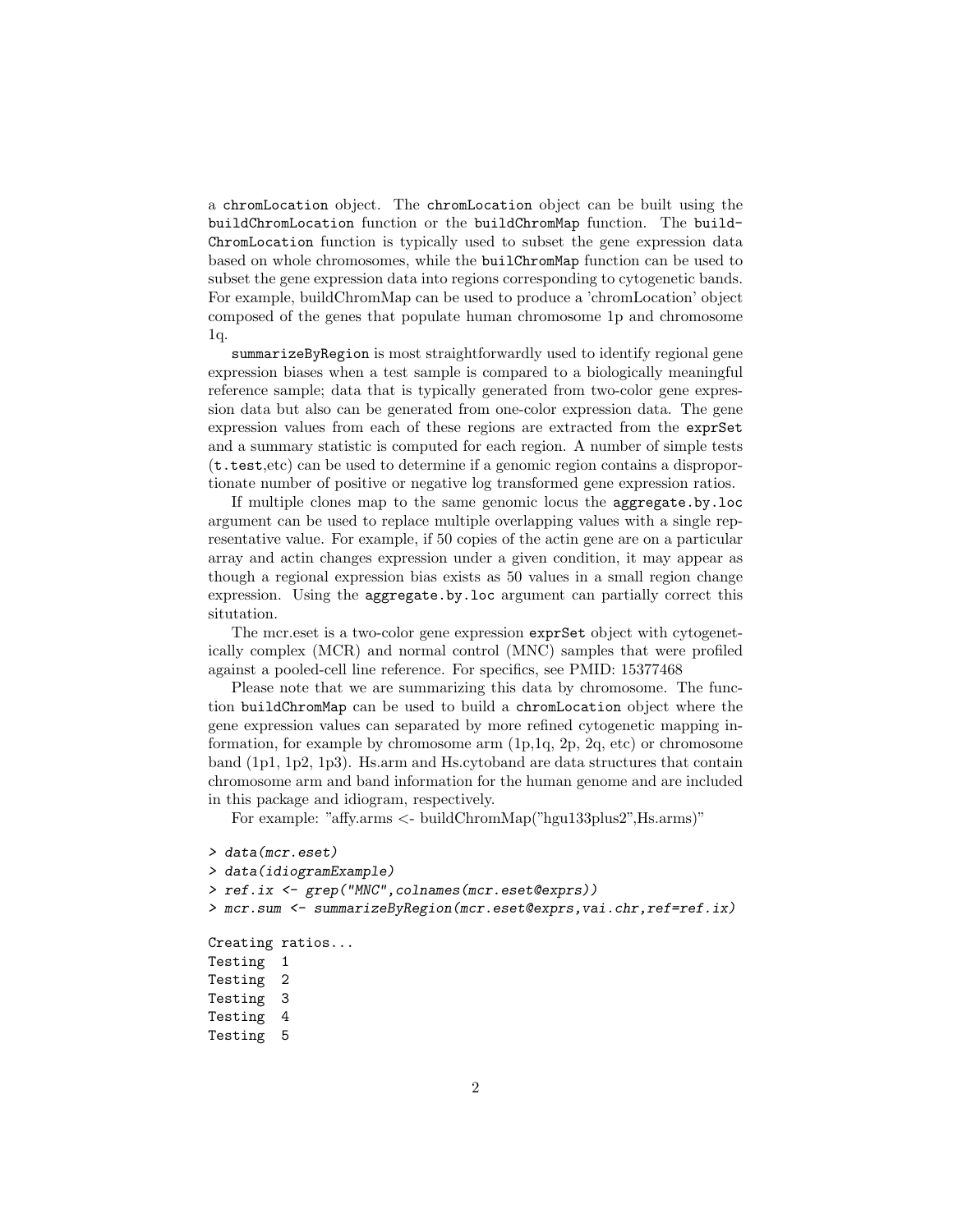a `chromLocation` object. The `chromLocation` object can be built using the `buildChromLocation` function or the `buildChromMap` function. The `buildChromLocation` function is typically used to subset the gene expression data based on whole chromosomes, while the `builChromMap` function can be used to subset the gene expression data into regions corresponding to cytogenetic bands. For example, buildChromMap can be used to produce a 'chromLocation' object composed of the genes that populate human chromosome 1p and chromosome 1q.

`summarizeByRegion` is most straightforwardly used to identify regional gene expression biases when a test sample is compared to a biologically meaningful reference sample; data that is typically generated from two-color gene expression data but also can be generated from one-color expression data. The gene expression values from each of these regions are extracted from the `exprSet` and a summary statistic is computed for each region. A number of simple tests (`t.test`,etc) can be used to determine if a genomic region contains a disproportionate number of positive or negative log transformed gene expression ratios.

If multiple clones map to the same genomic locus the `aggregate.by.loc` argument can be used to replace multiple overlapping values with a single representative value. For example, if 50 copies of the actin gene are on a particular array and actin changes expression under a given condition, it may appear as though a regional expression bias exists as 50 values in a small region change expression. Using the `aggregate.by.loc` argument can partially correct this situtation.

The mcr.eset is a two-color gene expression `exprSet` object with cytogenetically complex (MCR) and normal control (MNC) samples that were profiled against a pooled-cell line reference. For specifics, see PMID: 15377468

Please note that we are summarizing this data by chromosome. The function `buildChromMap` can be used to build a `chromLocation` object where the gene expression values can separated by more refined cytogenetic mapping information, for example by chromosome arm (1p,1q, 2p, 2q, etc) or chromosome band (1p1, 1p2, 1p3). Hs.arm and Hs.cytoband are data structures that contain chromosome arm and band information for the human genome and are included in this package and idiogram, respectively.

For example: "affy.arms <- buildChromMap("hgu133plus2",Hs.arms)"

```
> data(mcr.eset)
> data(idiogramExample)
> ref.ix <- grep("MNC",colnames(mcr.eset@exprs))
> mcr.sum <- summarizeByRegion(mcr.eset@exprs,vai.chr,ref=ref.ix)

Creating ratios...
Testing  1
Testing  2
Testing  3
Testing  4
Testing  5
```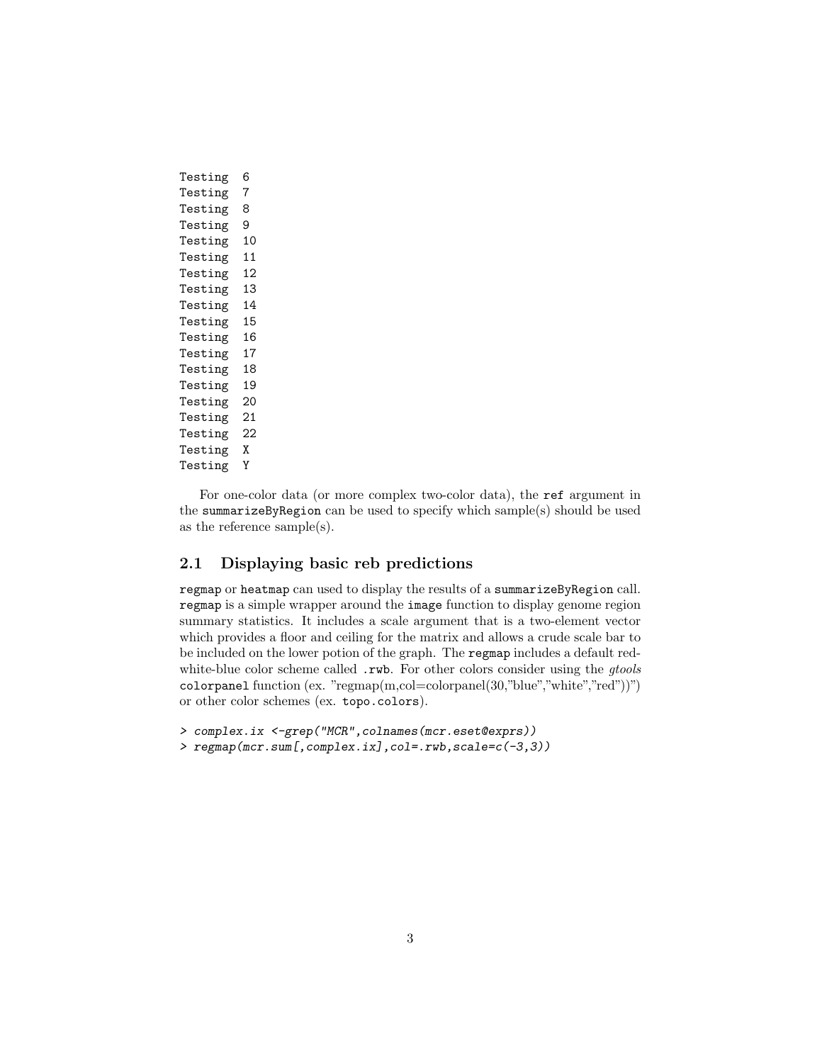```
Testing  6
Testing  7
Testing  8
Testing  9
Testing  10
Testing  11
Testing  12
Testing  13
Testing  14
Testing  15
Testing  16
Testing  17
Testing  18
Testing  19
Testing  20
Testing  21
Testing  22
Testing  X
Testing  Y
```

For one-color data (or more complex two-color data), the `ref` argument in the `summarizeByRegion` can be used to specify which sample(s) should be used as the reference sample(s).

## 2.1 Displaying basic reb predictions

`regmap` or `heatmap` can used to display the results of a `summarizeByRegion` call. `regmap` is a simple wrapper around the `image` function to display genome region summary statistics. It includes a scale argument that is a two-element vector which provides a floor and ceiling for the matrix and allows a crude scale bar to be included on the lower potion of the graph. The `regmap` includes a default red-white-blue color scheme called `.rwb`. For other colors consider using the *gtools* `colorpanel` function (ex. "regmap(m,col=colorpanel(30,"blue","white","red"))") or other color schemes (ex. `topo.colors`).

```
> complex.ix <-grep("MCR",colnames(mcr.eset@exprs))
> regmap(mcr.sum[,complex.ix],col=.rwb,scale=c(-3,3))
```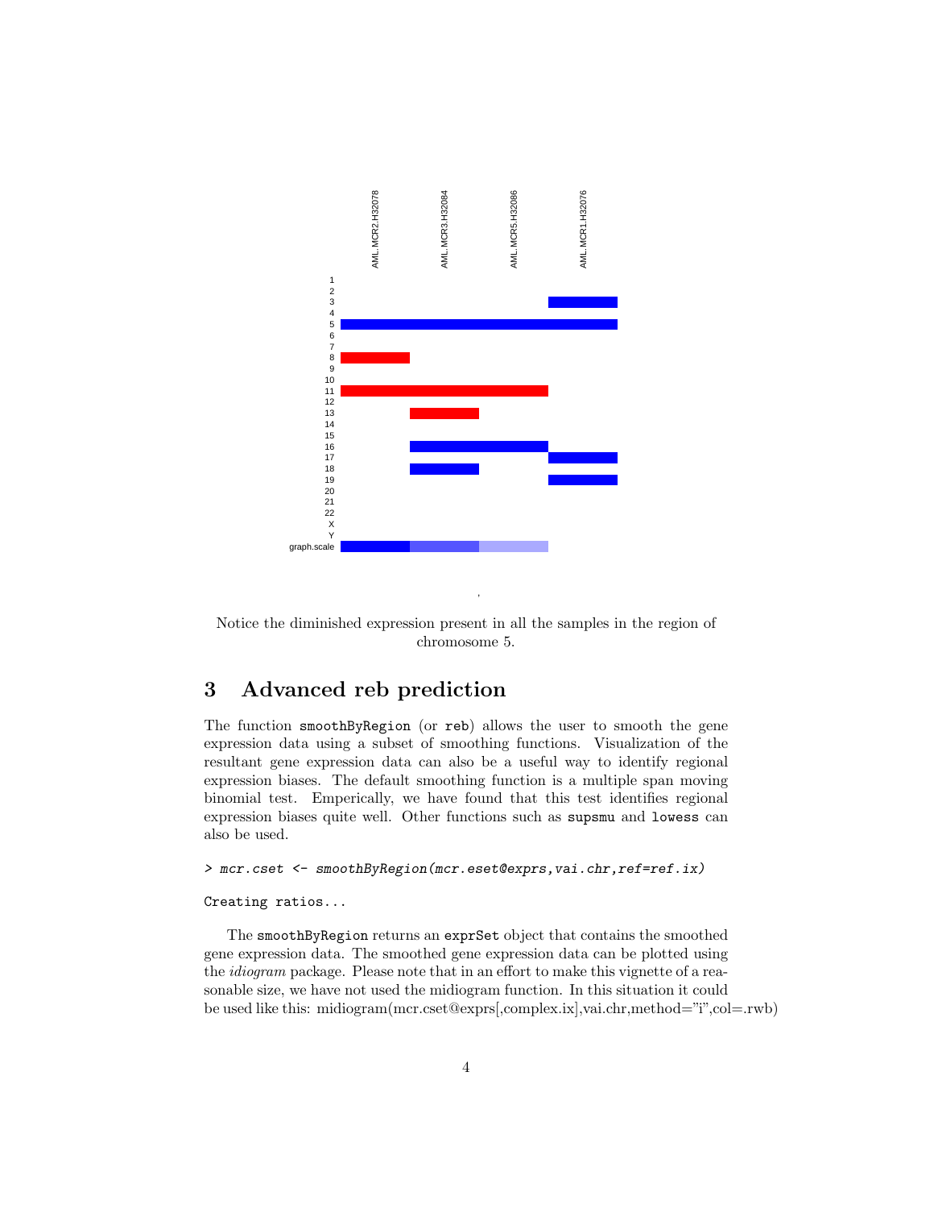Notice the diminished expression present in all the samples in the region of chromosome 5.

# 3 Advanced reb prediction

The function `smoothByRegion` (or `reb`) allows the user to smooth the gene expression data using a subset of smoothing functions. Visualization of the resultant gene expression data can also be a useful way to identify regional expression biases. The default smoothing function is a multiple span moving binomial test. Emperically, we have found that this test identifies regional expression biases quite well. Other functions such as `supsmu` and `lowess` can also be used.

```
> mcr.cset <- smoothByRegion(mcr.eset@exprs,vai.chr,ref=ref.ix)
```

```
Creating ratios...
```

The `smoothByRegion` returns an `exprSet` object that contains the smoothed gene expression data. The smoothed gene expression data can be plotted using the *idiogram* package. Please note that in an effort to make this vignette of a reasonable size, we have not used the midiogram function. In this situation it could be used like this: midiogram(mcr.cset@exprs[,complex.ix],vai.chr,method="i",col=.rwb)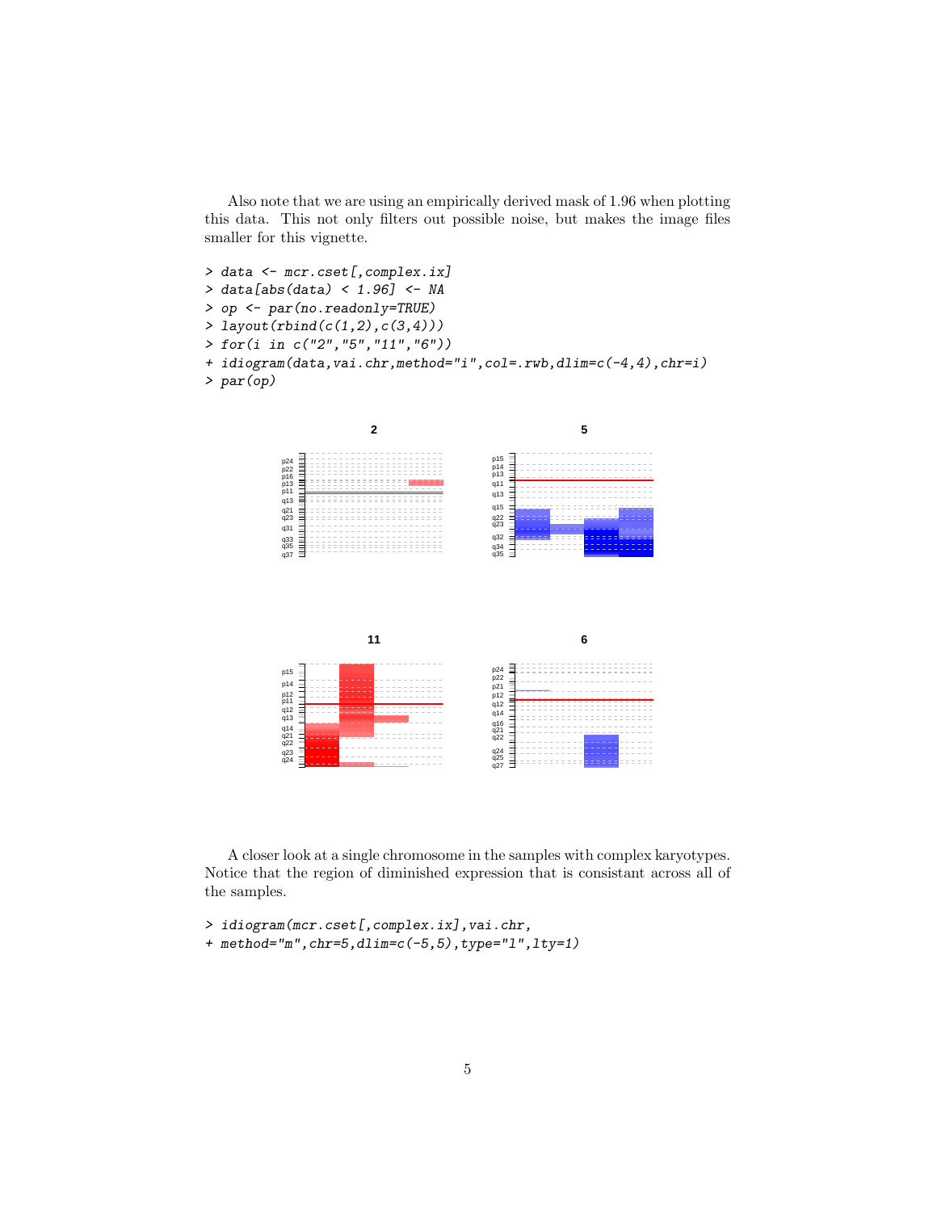Also note that we are using an empirically derived mask of 1.96 when plotting this data. This not only filters out possible noise, but makes the image files smaller for this vignette.

```
> data <- mcr.cset[,complex.ix]
> data[abs(data) < 1.96] <- NA
> op <- par(no.readonly=TRUE)
> layout(rbind(c(1,2),c(3,4)))
> for(i in c("2","5","11","6"))
+ idiogram(data,vai.chr,method="i",col=.rwb,dlim=c(-4,4),chr=i)
> par(op)
```

A closer look at a single chromosome in the samples with complex karyotypes. Notice that the region of diminished expression that is consistant across all of the samples.

```
> idiogram(mcr.cset[,complex.ix],vai.chr,
+ method="m",chr=5,dlim=c(-5,5),type="l",lty=1)
```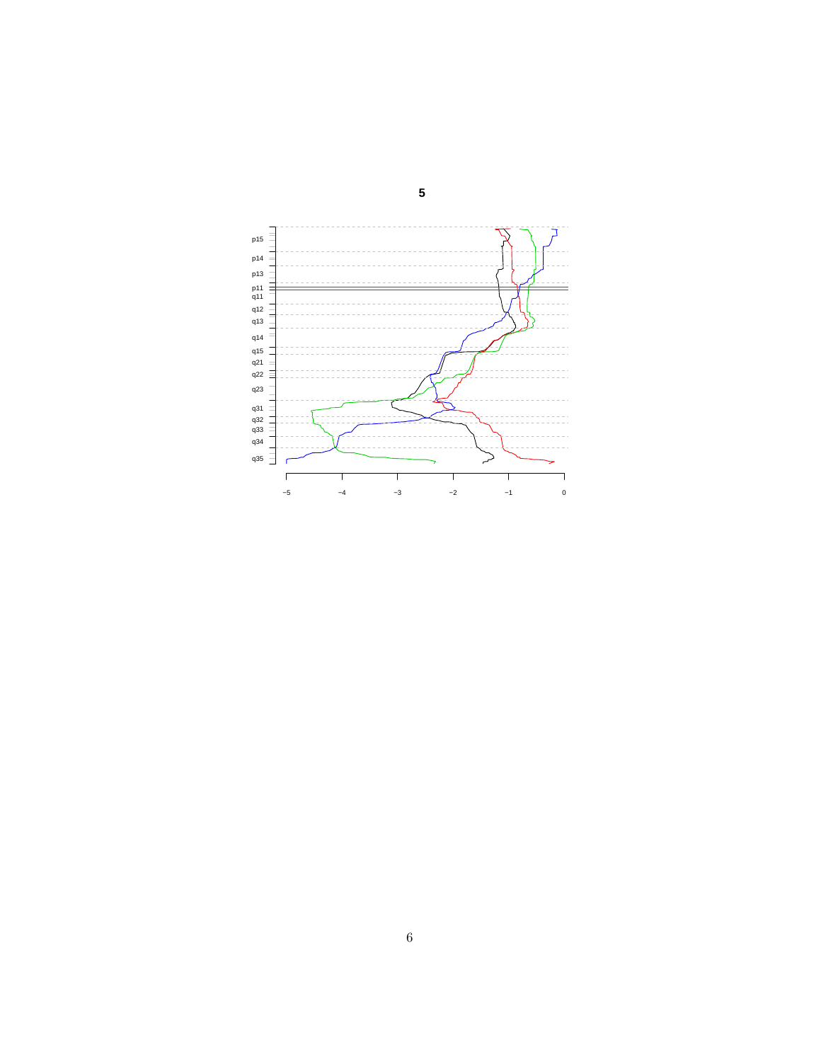**5**

p15

p14

p13

p11

q11

q12

q13

q14

q15

q21

q22

q23

q31

q32

q33

q34

q35

−5 −4 −3 −2 −1 0